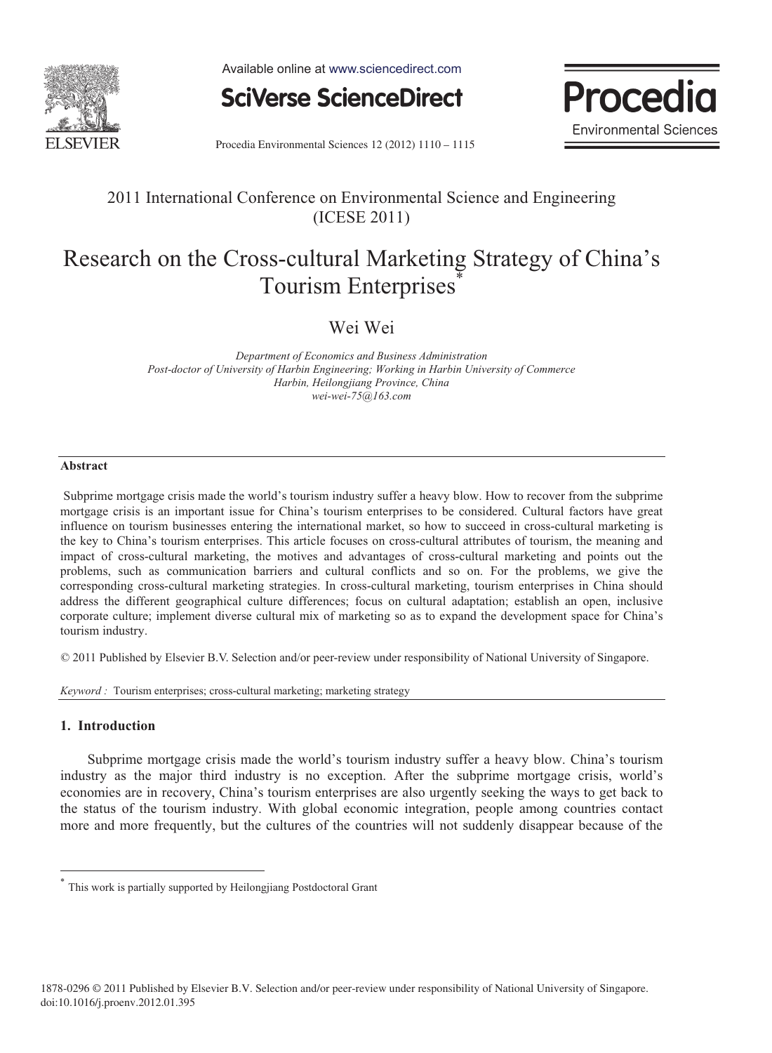2011 International Conference on Environmental Science and Engineering (ICESE 2011)

# Research on the Cross-cultural Marketing Strategy of China's Tourism Enterprises*

Wei Wei

*Department of Economics and Business Administration*
*Post-doctor of University of Harbin Engineering; Working in Harbin University of Commerce*
*Harbin, Heilongjiang Province, China*
*wei-wei-75@163.com*

## Abstract

Subprime mortgage crisis made the world's tourism industry suffer a heavy blow. How to recover from the subprime mortgage crisis is an important issue for China's tourism enterprises to be considered. Cultural factors have great influence on tourism businesses entering the international market, so how to succeed in cross-cultural marketing is the key to China's tourism enterprises. This article focuses on cross-cultural attributes of tourism, the meaning and impact of cross-cultural marketing, the motives and advantages of cross-cultural marketing and points out the problems, such as communication barriers and cultural conflicts and so on. For the problems, we give the corresponding cross-cultural marketing strategies. In cross-cultural marketing, tourism enterprises in China should address the different geographical culture differences; focus on cultural adaptation; establish an open, inclusive corporate culture; implement diverse cultural mix of marketing so as to expand the development space for China's tourism industry.

© 2011 Published by Elsevier B.V. Selection and/or peer-review under responsibility of National University of Singapore.

*Keyword :* Tourism enterprises; cross-cultural marketing; marketing strategy

## 1. Introduction

Subprime mortgage crisis made the world's tourism industry suffer a heavy blow. China's tourism industry as the major third industry is no exception. After the subprime mortgage crisis, world's economies are in recovery, China's tourism enterprises are also urgently seeking the ways to get back to the status of the tourism industry. With global economic integration, people among countries contact more and more frequently, but the cultures of the countries will not suddenly disappear because of the

---

* This work is partially supported by Heilongjiang Postdoctoral Grant

1878-0296 © 2011 Published by Elsevier B.V. Selection and/or peer-review under responsibility of National University of Singapore.
doi:10.1016/j.proenv.2012.01.395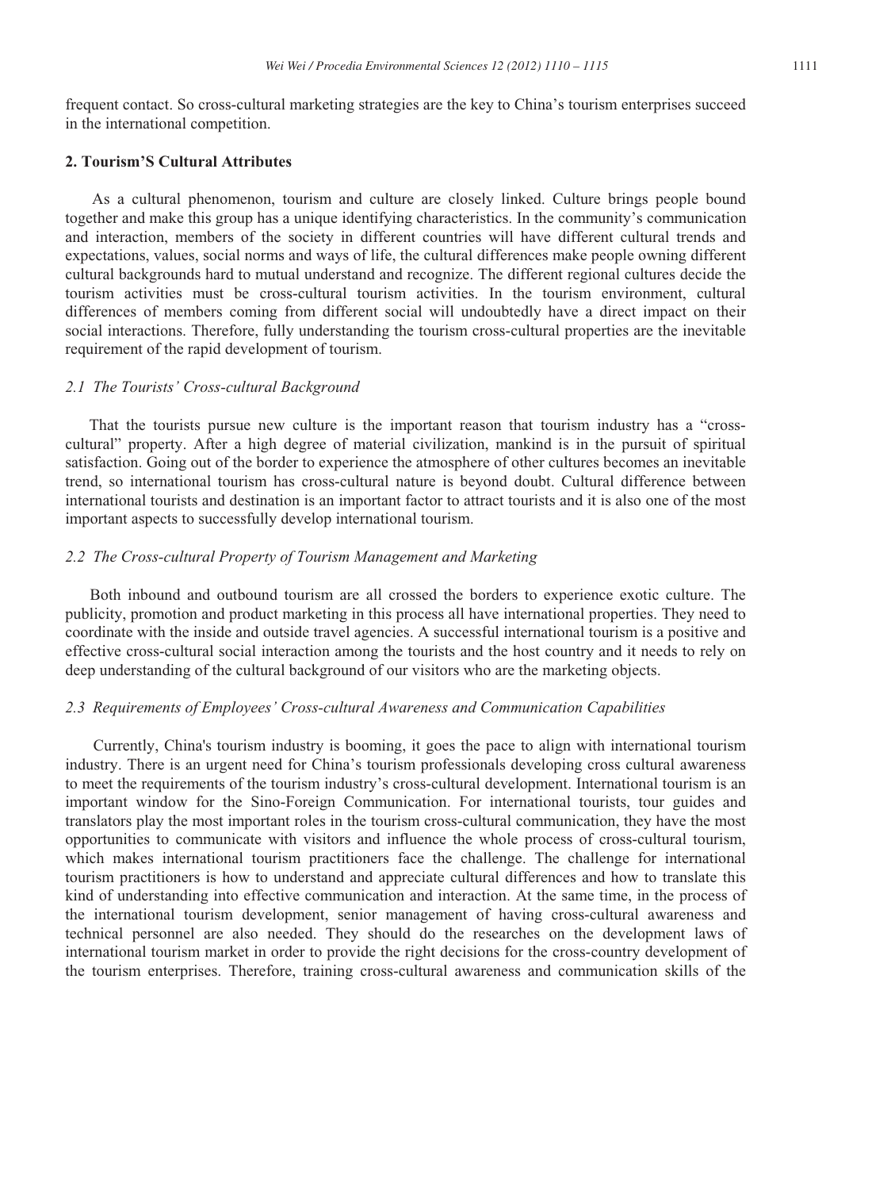frequent contact. So cross-cultural marketing strategies are the key to China's tourism enterprises succeed in the international competition.

## 2. Tourism'S Cultural Attributes

As a cultural phenomenon, tourism and culture are closely linked. Culture brings people bound together and make this group has a unique identifying characteristics. In the community's communication and interaction, members of the society in different countries will have different cultural trends and expectations, values, social norms and ways of life, the cultural differences make people owning different cultural backgrounds hard to mutual understand and recognize. The different regional cultures decide the tourism activities must be cross-cultural tourism activities. In the tourism environment, cultural differences of members coming from different social will undoubtedly have a direct impact on their social interactions. Therefore, fully understanding the tourism cross-cultural properties are the inevitable requirement of the rapid development of tourism.

### *2.1 The Tourists' Cross-cultural Background*

That the tourists pursue new culture is the important reason that tourism industry has a "cross-cultural" property. After a high degree of material civilization, mankind is in the pursuit of spiritual satisfaction. Going out of the border to experience the atmosphere of other cultures becomes an inevitable trend, so international tourism has cross-cultural nature is beyond doubt. Cultural difference between international tourists and destination is an important factor to attract tourists and it is also one of the most important aspects to successfully develop international tourism.

### *2.2 The Cross-cultural Property of Tourism Management and Marketing*

Both inbound and outbound tourism are all crossed the borders to experience exotic culture. The publicity, promotion and product marketing in this process all have international properties. They need to coordinate with the inside and outside travel agencies. A successful international tourism is a positive and effective cross-cultural social interaction among the tourists and the host country and it needs to rely on deep understanding of the cultural background of our visitors who are the marketing objects.

### *2.3 Requirements of Employees' Cross-cultural Awareness and Communication Capabilities*

Currently, China's tourism industry is booming, it goes the pace to align with international tourism industry. There is an urgent need for China's tourism professionals developing cross cultural awareness to meet the requirements of the tourism industry's cross-cultural development. International tourism is an important window for the Sino-Foreign Communication. For international tourists, tour guides and translators play the most important roles in the tourism cross-cultural communication, they have the most opportunities to communicate with visitors and influence the whole process of cross-cultural tourism, which makes international tourism practitioners face the challenge. The challenge for international tourism practitioners is how to understand and appreciate cultural differences and how to translate this kind of understanding into effective communication and interaction. At the same time, in the process of the international tourism development, senior management of having cross-cultural awareness and technical personnel are also needed. They should do the researches on the development laws of international tourism market in order to provide the right decisions for the cross-country development of the tourism enterprises. Therefore, training cross-cultural awareness and communication skills of the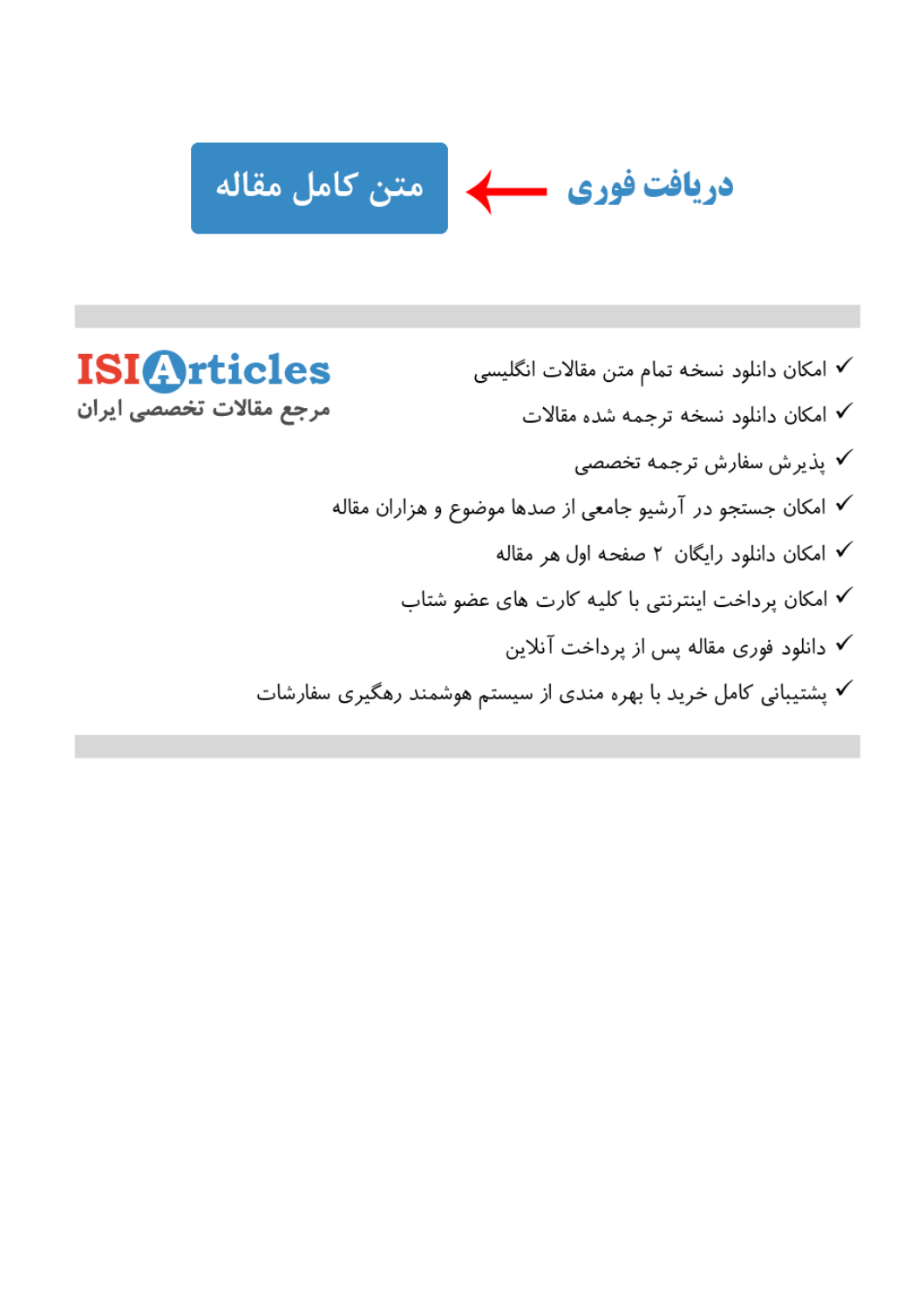دریافت فوری ← متن کامل مقاله

**ISIArticles**
مرجع مقالات تخصصی ایران

- ✓ امکان دانلود نسخه تمام متن مقالات انگلیسی
- ✓ امکان دانلود نسخه ترجمه شده مقالات
- ✓ پذیرش سفارش ترجمه تخصصی
- ✓ امکان جستجو در آرشیو جامعی از صدها موضوع و هزاران مقاله
- ✓ امکان دانلود رایگان ۲ صفحه اول هر مقاله
- ✓ امکان پرداخت اینترنتی با کلیه کارت های عضو شتاب
- ✓ دانلود فوری مقاله پس از پرداخت آنلاین
- ✓ پشتیبانی کامل خرید با بهره مندی از سیستم هوشمند رهگیری سفارشات